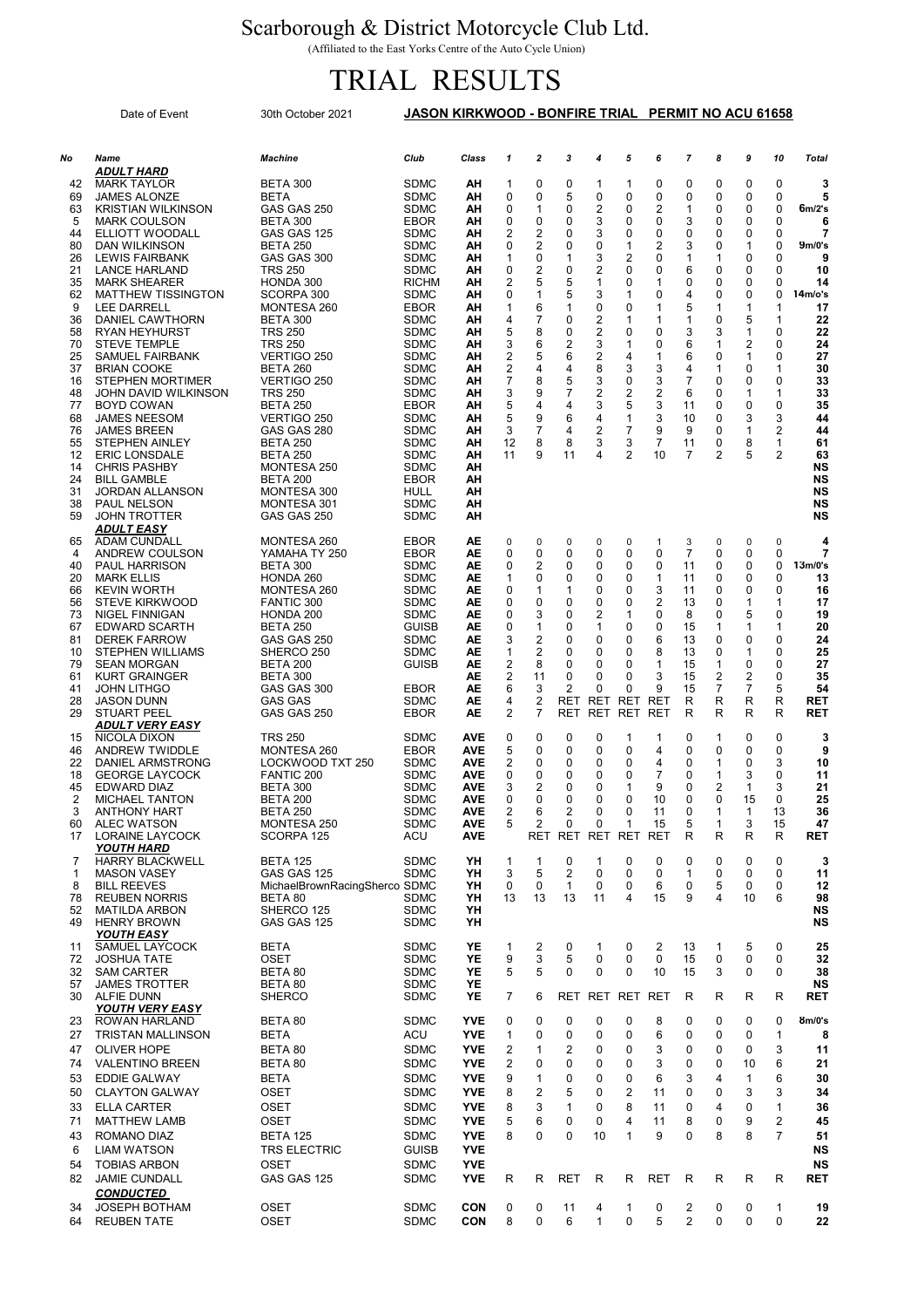# Scarborough & District Motorcycle Club Ltd.

(Affiliated to the East Yorks Centre of the Auto Cycle Union)

# TRIAL RESULTS

Date of Event 30th October 2021 **JASON KIRKWOOD - BONFIRE TRIAL PERMIT NO ACU 61658**

| No | Name | Machine | Club | Class | 1 | 2 | 3 | 4 | 5 | 6 | 7 | 8 | 9 | 10 | Total |
|---|---|---|---|---|---|---|---|---|---|---|---|---|---|---|---|
| | ***ADULT HARD*** | | | | | | | | | | | | | | |
| 42 | MARK TAYLOR | BETA 300 | SDMC | AH | 1 | 0 | 0 | 1 | 1 | 0 | 0 | 0 | 0 | 0 | **3** |
| 69 | JAMES ALONZE | BETA | SDMC | AH | 0 | 0 | 5 | 0 | 0 | 0 | 0 | 0 | 0 | 0 | **5** |
| 63 | KRISTIAN WILKINSON | GAS GAS 250 | SDMC | AH | 0 | 1 | 0 | 2 | 0 | 2 | 1 | 0 | 0 | 0 | **6m/2's** |
| 5 | MARK COULSON | BETA 300 | EBOR | AH | 0 | 0 | 0 | 3 | 0 | 0 | 3 | 0 | 0 | 0 | **6** |
| 44 | ELLIOTT WOODALL | GAS GAS 125 | SDMC | AH | 2 | 2 | 0 | 3 | 0 | 0 | 0 | 0 | 0 | 0 | **7** |
| 80 | DAN WILKINSON | BETA 250 | SDMC | AH | 0 | 2 | 0 | 0 | 1 | 2 | 3 | 0 | 1 | 0 | **9m/0's** |
| 26 | LEWIS FAIRBANK | GAS GAS 300 | SDMC | AH | 1 | 0 | 1 | 3 | 2 | 0 | 1 | 1 | 0 | 0 | **9** |
| 21 | LANCE HARLAND | TRS 250 | SDMC | AH | 0 | 2 | 0 | 2 | 0 | 0 | 6 | 0 | 0 | 0 | **10** |
| 35 | MARK SHEARER | HONDA 300 | RICHM | AH | 2 | 5 | 5 | 1 | 0 | 1 | 0 | 0 | 0 | 0 | **14** |
| 62 | MATTHEW TISSINGTON | SCORPA 300 | SDMC | AH | 0 | 1 | 5 | 3 | 1 | 0 | 4 | 0 | 0 | 0 | **14m/o's** |
| 9 | LEE DARRELL | MONTESA 260 | EBOR | AH | 1 | 6 | 1 | 0 | 0 | 1 | 5 | 1 | 1 | 1 | **17** |
| 36 | DANIEL CAWTHORN | BETA 300 | SDMC | AH | 4 | 7 | 0 | 2 | 1 | 1 | 1 | 0 | 5 | 1 | **22** |
| 58 | RYAN HEYHURST | TRS 250 | SDMC | AH | 5 | 8 | 0 | 2 | 0 | 0 | 3 | 3 | 1 | 0 | **22** |
| 70 | STEVE TEMPLE | TRS 250 | SDMC | AH | 3 | 6 | 2 | 3 | 1 | 0 | 6 | 1 | 2 | 0 | **24** |
| 25 | SAMUEL FAIRBANK | VERTIGO 250 | SDMC | AH | 2 | 5 | 6 | 2 | 4 | 1 | 6 | 0 | 1 | 0 | **27** |
| 37 | BRIAN COOKE | BETA 260 | SDMC | AH | 2 | 4 | 4 | 8 | 3 | 3 | 4 | 1 | 0 | 1 | **30** |
| 16 | STEPHEN MORTIMER | VERTIGO 250 | SDMC | AH | 7 | 8 | 5 | 3 | 0 | 3 | 7 | 0 | 0 | 0 | **33** |
| 48 | JOHN DAVID WILKINSON | TRS 250 | SDMC | AH | 3 | 9 | 7 | 2 | 2 | 2 | 6 | 0 | 1 | 1 | **33** |
| 77 | BOYD COWAN | BETA 250 | EBOR | AH | 5 | 4 | 4 | 3 | 5 | 3 | 11 | 0 | 0 | 0 | **35** |
| 68 | JAMES NEESOM | VERTIGO 250 | SDMC | AH | 5 | 9 | 6 | 4 | 1 | 3 | 10 | 0 | 3 | 3 | **44** |
| 76 | JAMES BREEN | GAS GAS 280 | SDMC | AH | 3 | 7 | 4 | 2 | 7 | 9 | 9 | 0 | 1 | 2 | **44** |
| 55 | STEPHEN AINLEY | BETA 250 | SDMC | AH | 12 | 8 | 8 | 3 | 3 | 7 | 11 | 0 | 8 | 1 | **61** |
| 12 | ERIC LONSDALE | BETA 250 | SDMC | AH | 11 | 9 | 11 | 4 | 2 | 10 | 7 | 2 | 5 | 2 | **63** |
| 14 | CHRIS PASHBY | MONTESA 250 | SDMC | AH | | | | | | | | | | | **NS** |
| 24 | BILL GAMBLE | BETA 200 | EBOR | AH | | | | | | | | | | | **NS** |
| 31 | JORDAN ALLANSON | MONTESA 300 | HULL | AH | | | | | | | | | | | **NS** |
| 38 | PAUL NELSON | MONTESA 301 | SDMC | AH | | | | | | | | | | | **NS** |
| 59 | JOHN TROTTER | GAS GAS 250 | SDMC | AH | | | | | | | | | | | **NS** |
| | ***ADULT EASY*** | | | | | | | | | | | | | | |
| 65 | ADAM CUNDALL | MONTESA 260 | EBOR | AE | 0 | 0 | 0 | 0 | 0 | 1 | 3 | 0 | 0 | 0 | **4** |
| 4 | ANDREW COULSON | YAMAHA TY 250 | EBOR | AE | 0 | 0 | 0 | 0 | 0 | 0 | 7 | 0 | 0 | 0 | **7** |
| 40 | PAUL HARRISON | BETA 300 | SDMC | AE | 0 | 2 | 0 | 0 | 0 | 0 | 11 | 0 | 0 | 0 | **13m/0's** |
| 20 | MARK ELLIS | HONDA 260 | SDMC | AE | 1 | 0 | 0 | 0 | 0 | 1 | 11 | 0 | 0 | 0 | **13** |
| 66 | KEVIN WORTH | MONTESA 260 | SDMC | AE | 0 | 1 | 1 | 0 | 0 | 3 | 11 | 0 | 0 | 0 | **16** |
| 56 | STEVE KIRKWOOD | FANTIC 300 | SDMC | AE | 0 | 0 | 0 | 0 | 0 | 2 | 13 | 0 | 1 | 1 | **17** |
| 73 | NIGEL FINNIGAN | HONDA 200 | SDMC | AE | 0 | 3 | 0 | 2 | 1 | 0 | 8 | 0 | 5 | 0 | **19** |
| 67 | EDWARD SCARTH | BETA 250 | GUISB | AE | 0 | 1 | 0 | 1 | 0 | 0 | 15 | 1 | 1 | 1 | **20** |
| 81 | DEREK FARROW | GAS GAS 250 | SDMC | AE | 3 | 2 | 0 | 0 | 0 | 6 | 13 | 0 | 0 | 0 | **24** |
| 10 | STEPHEN WILLIAMS | SHERCO 250 | SDMC | AE | 1 | 2 | 0 | 0 | 0 | 8 | 13 | 0 | 1 | 0 | **25** |
| 79 | SEAN MORGAN | BETA 200 | GUISB | AE | 2 | 8 | 0 | 0 | 0 | 1 | 15 | 1 | 0 | 0 | **27** |
| 61 | KURT GRAINGER | BETA 300 | | AE | 2 | 11 | 0 | 0 | 0 | 3 | 15 | 2 | 2 | 0 | **35** |
| 41 | JOHN LITHGO | GAS GAS 300 | EBOR | AE | 6 | 3 | 2 | 0 | 0 | 9 | 15 | 7 | 7 | 5 | **54** |
| 28 | JASON DUNN | GAS GAS | SDMC | AE | 4 | 2 | RET | RET | RET | RET | R | R | R | R | **RET** |
| 29 | STUART PEEL | GAS GAS 250 | EBOR | AE | 2 | 7 | RET | RET | RET | RET | R | R | R | R | **RET** |
| | ***ADULT VERY EASY*** | | | | | | | | | | | | | | |
| 15 | NICOLA DIXON | TRS 250 | SDMC | AVE | 0 | 0 | 0 | 0 | 1 | 1 | 0 | 1 | 0 | 0 | **3** |
| 46 | ANDREW TWIDDLE | MONTESA 260 | EBOR | AVE | 5 | 0 | 0 | 0 | 0 | 4 | 0 | 0 | 0 | 0 | **9** |
| 22 | DANIEL ARMSTRONG | LOCKWOOD TXT 250 | SDMC | AVE | 2 | 0 | 0 | 0 | 0 | 4 | 0 | 1 | 0 | 3 | **10** |
| 18 | GEORGE LAYCOCK | FANTIC 200 | SDMC | AVE | 0 | 0 | 0 | 0 | 0 | 7 | 0 | 1 | 3 | 0 | **11** |
| 45 | EDWARD DIAZ | BETA 300 | SDMC | AVE | 3 | 2 | 0 | 0 | 1 | 9 | 0 | 2 | 1 | 3 | **21** |
| 2 | MICHAEL TANTON | BETA 200 | SDMC | AVE | 0 | 0 | 0 | 0 | 0 | 10 | 0 | 0 | 15 | 0 | **25** |
| 3 | ANTHONY HART | BETA 250 | SDMC | AVE | 2 | 6 | 2 | 0 | 0 | 11 | 0 | 1 | 1 | 13 | **36** |
| 60 | ALEC WATSON | MONTESA 250 | SDMC | AVE | 5 | 2 | 0 | 0 | 1 | 15 | 5 | 1 | 3 | 15 | **47** |
| 17 | LORAINE LAYCOCK | SCORPA 125 | ACU | AVE | | RET | RET | RET | RET | RET | R | R | R | R | **RET** |
| | ***YOUTH HARD*** | | | | | | | | | | | | | | |
| 7 | HARRY BLACKWELL | BETA 125 | SDMC | YH | 1 | 1 | 0 | 1 | 0 | 0 | 0 | 0 | 0 | 0 | **3** |
| 1 | MASON VASEY | GAS GAS 125 | SDMC | YH | 3 | 5 | 2 | 0 | 0 | 0 | 1 | 0 | 0 | 0 | **11** |
| 8 | BILL REEVES | MichaelBrownRacingSherco | SDMC | YH | 0 | 0 | 1 | 0 | 0 | 6 | 0 | 5 | 0 | 0 | **12** |
| 78 | REUBEN NORRIS | BETA 80 | SDMC | YH | 13 | 13 | 13 | 11 | 4 | 15 | 9 | 4 | 10 | 6 | **98** |
| 52 | MATILDA ARBON | SHERCO 125 | SDMC | YH | | | | | | | | | | | **NS** |
| 49 | HENRY BROWN | GAS GAS 125 | SDMC | YH | | | | | | | | | | | **NS** |
| | ***YOUTH EASY*** | | | | | | | | | | | | | | |
| 11 | SAMUEL LAYCOCK | BETA | SDMC | YE | 1 | 2 | 0 | 1 | 0 | 2 | 13 | 1 | 5 | 0 | **25** |
| 72 | JOSHUA TATE | OSET | SDMC | YE | 9 | 3 | 5 | 0 | 0 | 0 | 15 | 0 | 0 | 0 | **32** |
| 32 | SAM CARTER | BETA 80 | SDMC | YE | 5 | 5 | 0 | 0 | 0 | 10 | 15 | 3 | 0 | 0 | **38** |
| 57 | JAMES TROTTER | BETA 80 | SDMC | YE | | | | | | | | | | | **NS** |
| 30 | ALFIE DUNN | SHERCO | SDMC | YE | 7 | 6 | RET | RET | RET | RET | R | R | R | R | **RET** |
| | ***YOUTH VERY EASY*** | | | | | | | | | | | | | | |
| 23 | ROWAN HARLAND | BETA 80 | SDMC | YVE | 0 | 0 | 0 | 0 | 0 | 8 | 0 | 0 | 0 | 0 | **8m/0's** |
| 27 | TRISTAN MALLINSON | BETA | ACU | YVE | 1 | 0 | 0 | 0 | 0 | 6 | 0 | 0 | 0 | 1 | **8** |
| 47 | OLIVER HOPE | BETA 80 | SDMC | YVE | 2 | 1 | 2 | 0 | 0 | 3 | 0 | 0 | 0 | 3 | **11** |
| 74 | VALENTINO BREEN | BETA 80 | SDMC | YVE | 2 | 0 | 0 | 0 | 0 | 3 | 0 | 0 | 10 | 6 | **21** |
| 53 | EDDIE GALWAY | BETA | SDMC | YVE | 9 | 1 | 0 | 0 | 0 | 6 | 3 | 4 | 1 | 6 | **30** |
| 50 | CLAYTON GALWAY | OSET | SDMC | YVE | 8 | 2 | 5 | 0 | 2 | 11 | 0 | 0 | 3 | 3 | **34** |
| 33 | ELLA CARTER | OSET | SDMC | YVE | 8 | 3 | 1 | 0 | 8 | 11 | 0 | 4 | 0 | 1 | **36** |
| 71 | MATTHEW LAMB | OSET | SDMC | YVE | 5 | 6 | 0 | 0 | 4 | 11 | 8 | 0 | 9 | 2 | **45** |
| 43 | ROMANO DIAZ | BETA 125 | SDMC | YVE | 8 | 0 | 0 | 10 | 1 | 9 | 0 | 8 | 8 | 7 | **51** |
| 6 | LIAM WATSON | TRS ELECTRIC | GUISB | YVE | | | | | | | | | | | **NS** |
| 54 | TOBIAS ARBON | OSET | SDMC | YVE | | | | | | | | | | | **NS** |
| 82 | JAMIE CUNDALL | GAS GAS 125 | SDMC | YVE | R | R | RET | R | R | RET | R | R | R | R | **RET** |
| | ***CONDUCTED*** | | | | | | | | | | | | | | |
| 34 | JOSEPH BOTHAM | OSET | SDMC | CON | 0 | 0 | 11 | 4 | 1 | 0 | 2 | 0 | 0 | 1 | **19** |
| 64 | REUBEN TATE | OSET | SDMC | CON | 8 | 0 | 6 | 1 | 0 | 5 | 2 | 0 | 0 | 0 | **22** |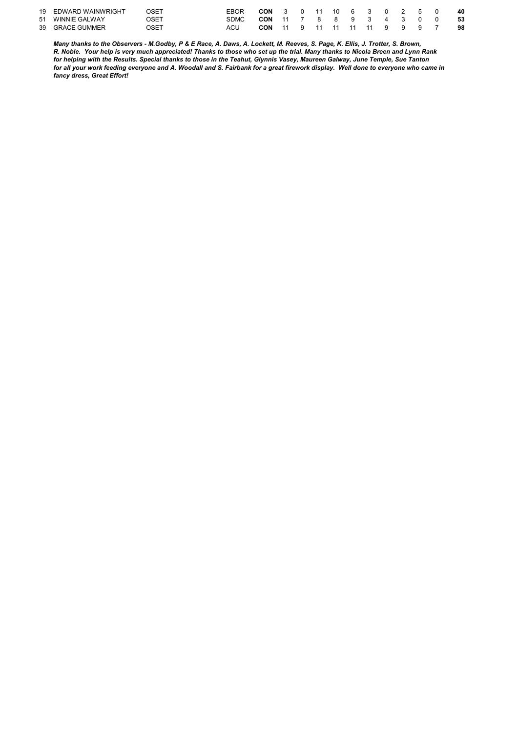| | | | | | | | | | | | | | | | |
|---|---|---|---|---|---|---|---|---|---|---|---|---|---|---|---|
| 19 | EDWARD WAINWRIGHT | OSET | EBOR | **CON** | 3 | 0 | 11 | 10 | 6 | 3 | 0 | 2 | 5 | 0 | **40** |
| 51 | WINNIE GALWAY | OSET | SDMC | **CON** | 11 | 7 | 8 | 8 | 9 | 3 | 4 | 3 | 0 | 0 | **53** |
| 39 | GRACE GUMMER | OSET | ACU | **CON** | 11 | 9 | 11 | 11 | 11 | 11 | 9 | 9 | 9 | 7 | **98** |

***Many thanks to the Observers - M.Godby, P & E Race, A. Daws, A. Lockett, M. Reeves, S. Page, K. Ellis, J. Trotter, S. Brown, R. Noble. Your help is very much appreciated! Thanks to those who set up the trial. Many thanks to Nicola Breen and Lynn Rank for helping with the Results. Special thanks to those in the Teahut, Glynnis Vasey, Maureen Galway, June Temple, Sue Tanton for all your work feeding everyone and A. Woodall and S. Fairbank for a great firework display. Well done to everyone who came in fancy dress, Great Effort!***